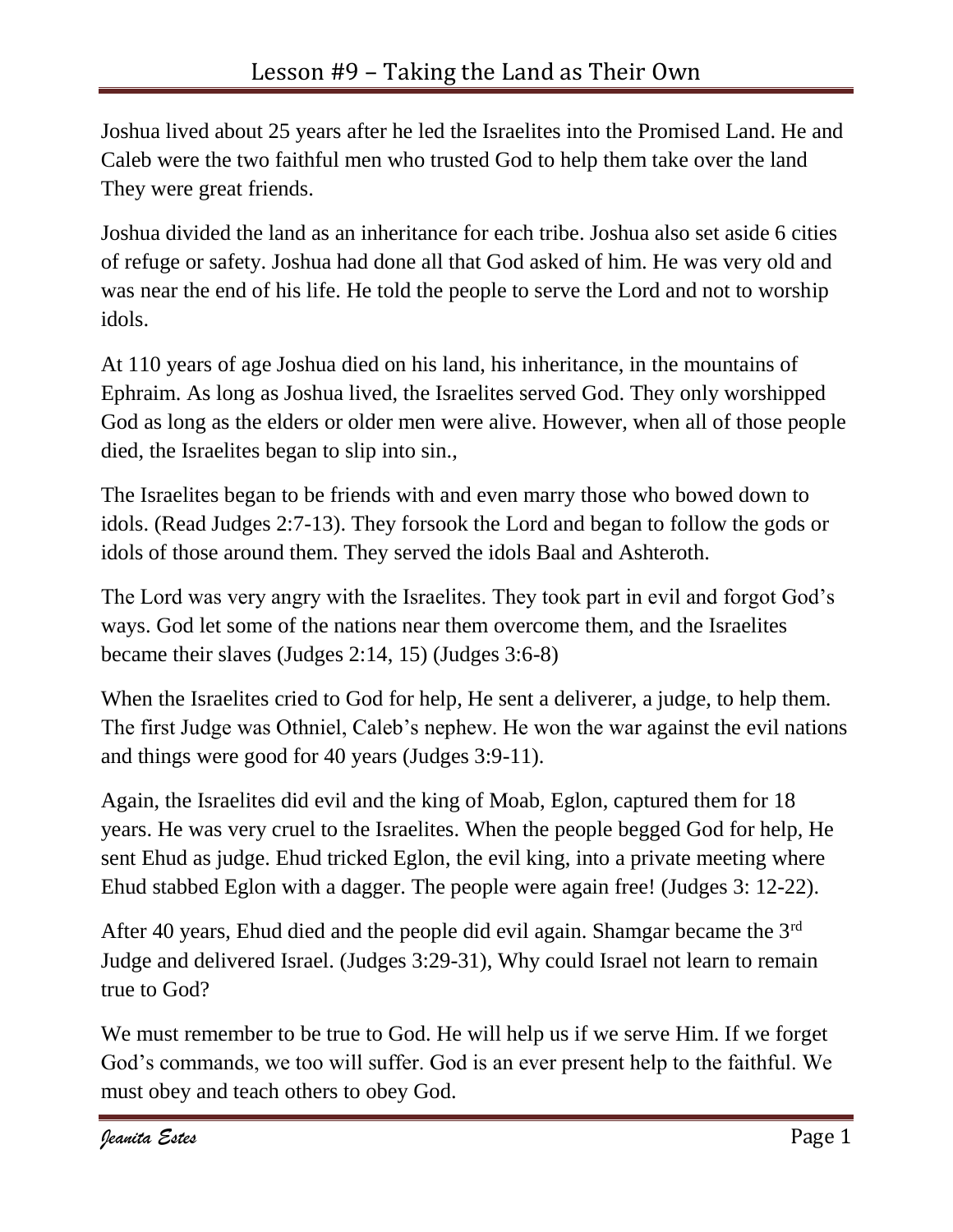# Lesson #9 – Taking the Land as Their Own

Joshua lived about 25 years after he led the Israelites into the Promised Land. He and Caleb were the two faithful men who trusted God to help them take over the land They were great friends.

Joshua divided the land as an inheritance for each tribe. Joshua also set aside 6 cities of refuge or safety. Joshua had done all that God asked of him. He was very old and was near the end of his life. He told the people to serve the Lord and not to worship idols.

At 110 years of age Joshua died on his land, his inheritance, in the mountains of Ephraim. As long as Joshua lived, the Israelites served God. They only worshipped God as long as the elders or older men were alive. However, when all of those people died, the Israelites began to slip into sin.,

The Israelites began to be friends with and even marry those who bowed down to idols. (Read Judges 2:7-13). They forsook the Lord and began to follow the gods or idols of those around them. They served the idols Baal and Ashteroth.

The Lord was very angry with the Israelites. They took part in evil and forgot God's ways. God let some of the nations near them overcome them, and the Israelites became their slaves (Judges 2:14, 15) (Judges 3:6-8)

When the Israelites cried to God for help, He sent a deliverer, a judge, to help them. The first Judge was Othniel, Caleb's nephew. He won the war against the evil nations and things were good for 40 years (Judges 3:9-11).

Again, the Israelites did evil and the king of Moab, Eglon, captured them for 18 years. He was very cruel to the Israelites. When the people begged God for help, He sent Ehud as judge. Ehud tricked Eglon, the evil king, into a private meeting where Ehud stabbed Eglon with a dagger. The people were again free! (Judges 3: 12-22).

After 40 years, Ehud died and the people did evil again. Shamgar became the 3rd Judge and delivered Israel. (Judges 3:29-31), Why could Israel not learn to remain true to God?

We must remember to be true to God. He will help us if we serve Him. If we forget God's commands, we too will suffer. God is an ever present help to the faithful. We must obey and teach others to obey God.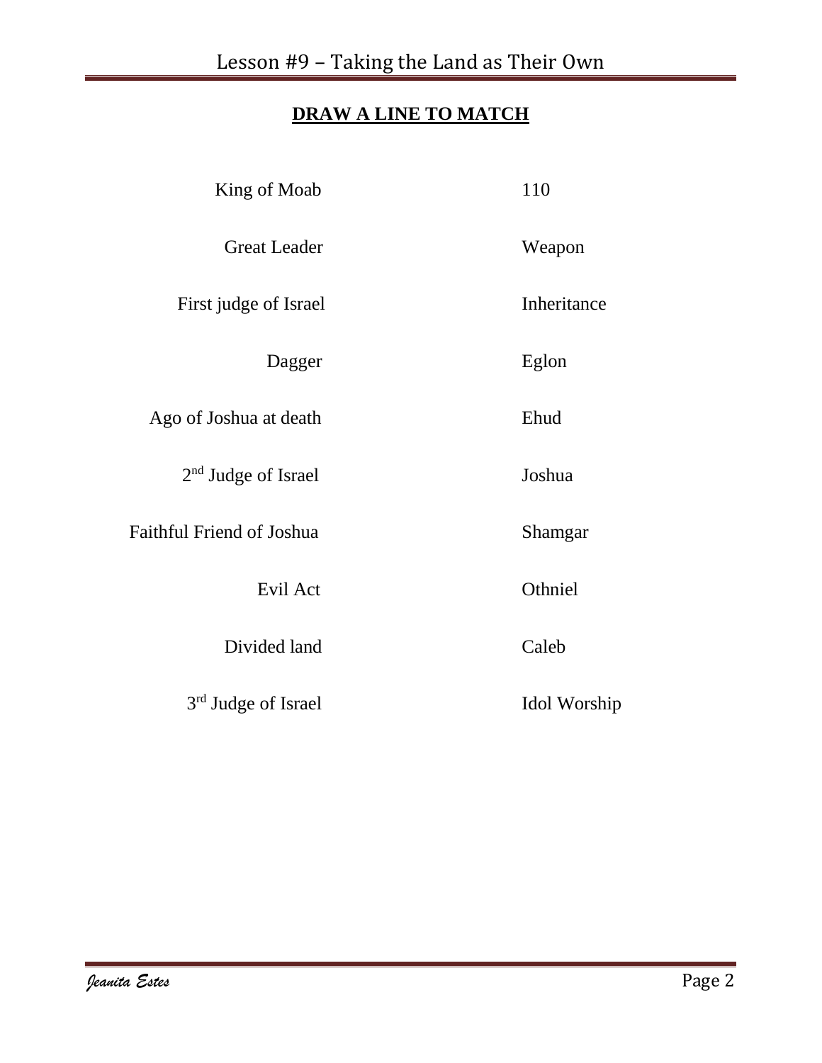## DRAW A LINE TO MATCH

| | |
|---|---|
| King of Moab | 110 |
| Great Leader | Weapon |
| First judge of Israel | Inheritance |
| Dagger | Eglon |
| Ago of Joshua at death | Ehud |
| 2nd Judge of Israel | Joshua |
| Faithful Friend of Joshua | Shamgar |
| Evil Act | Othniel |
| Divided land | Caleb |
| 3rd Judge of Israel | Idol Worship |